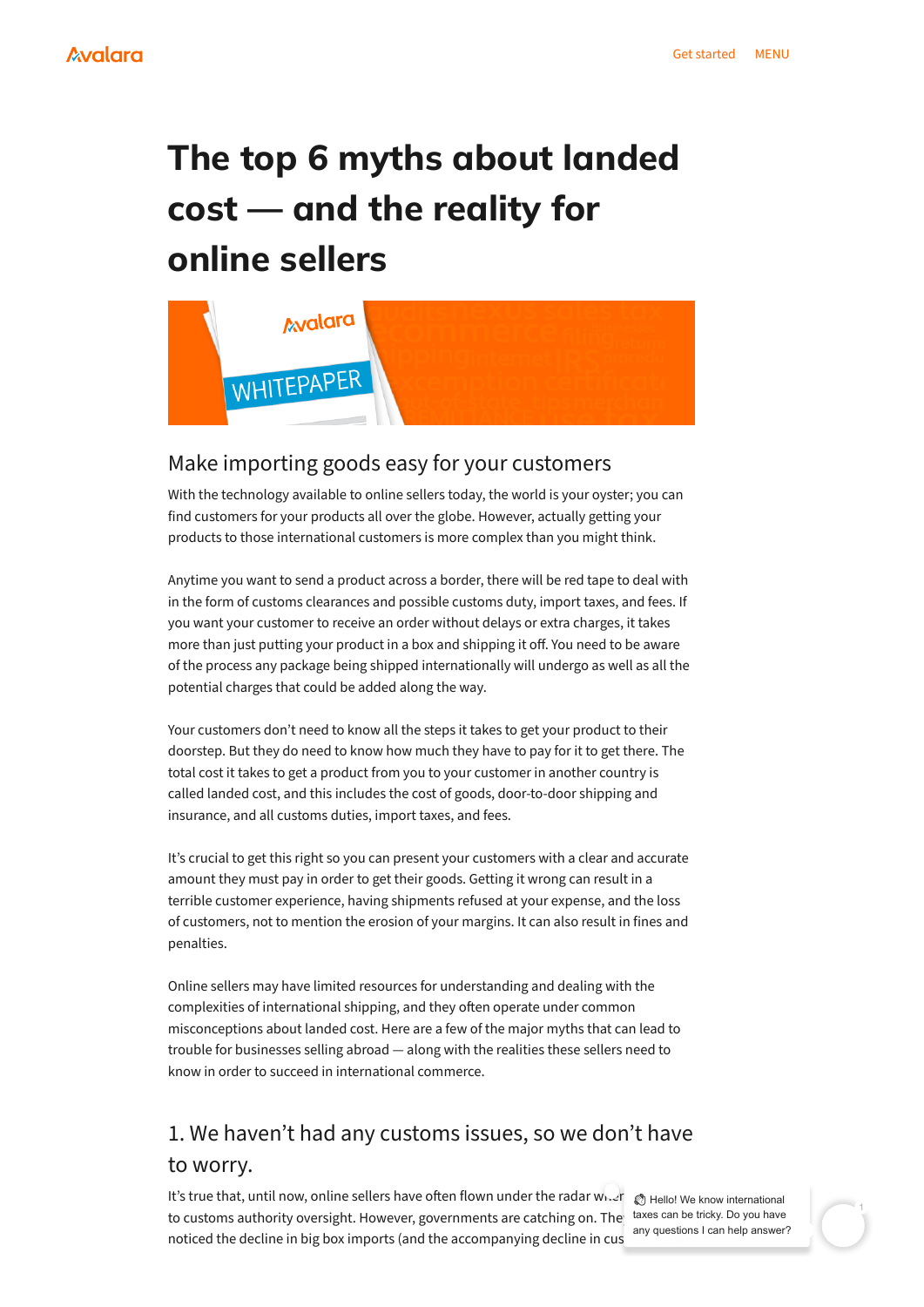# The top 6 myths about landed cost — and the reality for online sellers

## Make importing goods easy for your customers

With the technology available to online sellers today, the world is your oyster; you can find customers for your products all over the globe. However, actually getting your products to those international customers is more complex than you might think.

Anytime you want to send a product across a border, there will be red tape to deal with in the form of customs clearances and possible customs duty, import taxes, and fees. If you want your customer to receive an order without delays or extra charges, it takes more than just putting your product in a box and shipping it off. You need to be aware of the process any package being shipped internationally will undergo as well as all the potential charges that could be added along the way.

Your customers don't need to know all the steps it takes to get your product to their doorstep. But they do need to know how much they have to pay for it to get there. The total cost it takes to get a product from you to your customer in another country is called landed cost, and this includes the cost of goods, door-to-door shipping and insurance, and all customs duties, import taxes, and fees.

It's crucial to get this right so you can present your customers with a clear and accurate amount they must pay in order to get their goods. Getting it wrong can result in a terrible customer experience, having shipments refused at your expense, and the loss of customers, not to mention the erosion of your margins. It can also result in fines and penalties.

Online sellers may have limited resources for understanding and dealing with the complexities of international shipping, and they often operate under common misconceptions about landed cost. Here are a few of the major myths that can lead to trouble for businesses selling abroad — along with the realities these sellers need to know in order to succeed in international commerce.

## 1. We haven't had any customs issues, so we don't have to worry.

It's true that, until now, online sellers have often flown under the radar when it comes to customs authority oversight. However, governments are catching on. They noticed the decline in big box imports (and the accompanying decline in cus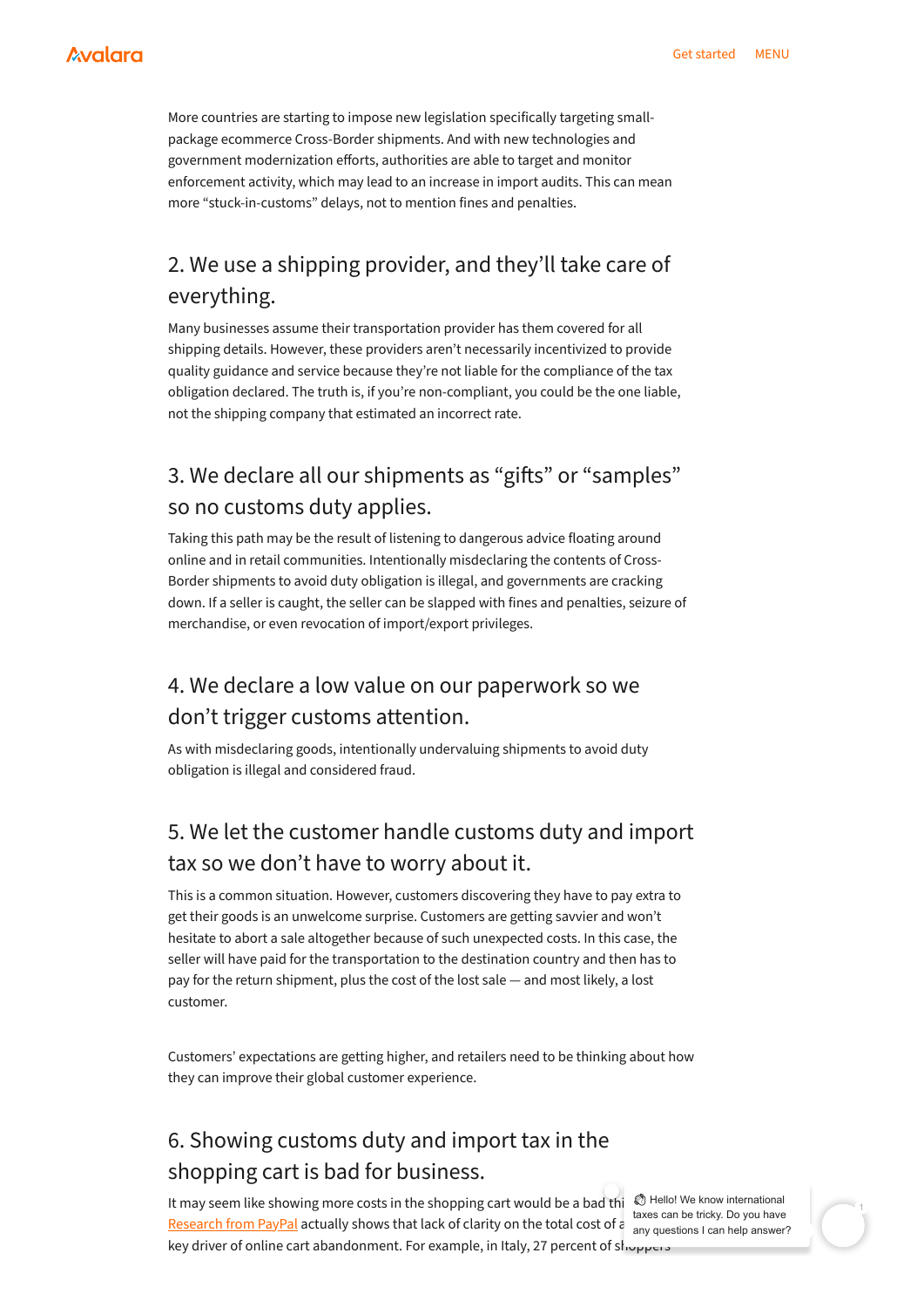More countries are starting to impose new legislation specifically targeting small-package ecommerce Cross-Border shipments. And with new technologies and government modernization efforts, authorities are able to target and monitor enforcement activity, which may lead to an increase in import audits. This can mean more "stuck-in-customs" delays, not to mention fines and penalties.

## 2. We use a shipping provider, and they'll take care of everything.

Many businesses assume their transportation provider has them covered for all shipping details. However, these providers aren't necessarily incentivized to provide quality guidance and service because they're not liable for the compliance of the tax obligation declared. The truth is, if you're non-compliant, you could be the one liable, not the shipping company that estimated an incorrect rate.

## 3. We declare all our shipments as "gifts" or "samples" so no customs duty applies.

Taking this path may be the result of listening to dangerous advice floating around online and in retail communities. Intentionally misdeclaring the contents of Cross-Border shipments to avoid duty obligation is illegal, and governments are cracking down. If a seller is caught, the seller can be slapped with fines and penalties, seizure of merchandise, or even revocation of import/export privileges.

## 4. We declare a low value on our paperwork so we don't trigger customs attention.

As with misdeclaring goods, intentionally undervaluing shipments to avoid duty obligation is illegal and considered fraud.

## 5. We let the customer handle customs duty and import tax so we don't have to worry about it.

This is a common situation. However, customers discovering they have to pay extra to get their goods is an unwelcome surprise. Customers are getting savvier and won't hesitate to abort a sale altogether because of such unexpected costs. In this case, the seller will have paid for the transportation to the destination country and then has to pay for the return shipment, plus the cost of the lost sale — and most likely, a lost customer.

Customers' expectations are getting higher, and retailers need to be thinking about how they can improve their global customer experience.

## 6. Showing customs duty and import tax in the shopping cart is bad for business.

It may seem like showing more costs in the shopping cart would be a bad thi[ng.] [Research from PayPal] actually shows that lack of clarity on the total cost of a [...] key driver of online cart abandonment. For example, in Italy, 27 percent of shoppers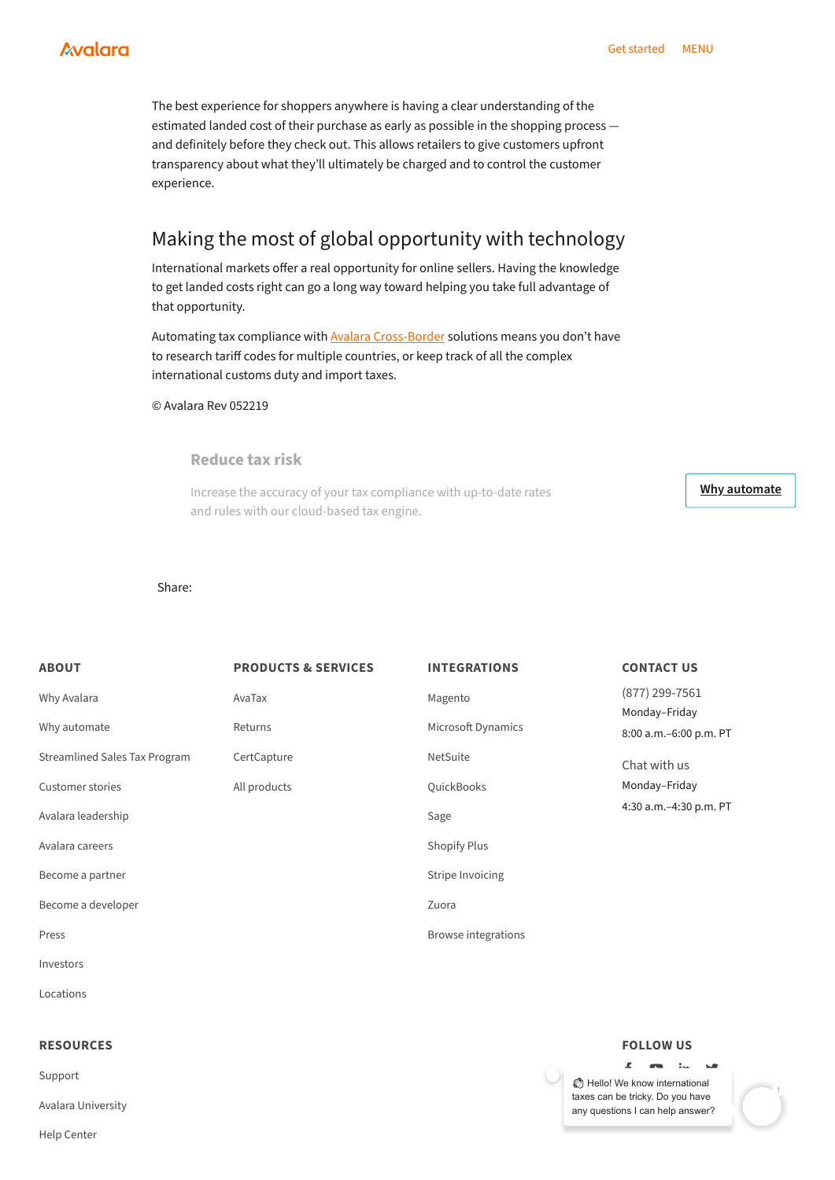The best experience for shoppers anywhere is having a clear understanding of the estimated landed cost of their purchase as early as possible in the shopping process — and definitely before they check out. This allows retailers to give customers upfront transparency about what they'll ultimately be charged and to control the customer experience.

## Making the most of global opportunity with technology

International markets offer a real opportunity for online sellers. Having the knowledge to get landed costs right can go a long way toward helping you take full advantage of that opportunity.

Automating tax compliance with Avalara Cross-Border solutions means you don't have to research tariff codes for multiple countries, or keep track of all the complex international customs duty and import taxes.

© Avalara Rev 052219

### Reduce tax risk

Increase the accuracy of your tax compliance with up-to-date rates and rules with our cloud-based tax engine.

Why automate

Share:

**ABOUT**

- Why Avalara
- Why automate
- Streamlined Sales Tax Program
- Customer stories
- Avalara leadership
- Avalara careers
- Become a partner
- Become a developer
- Press
- Investors
- Locations

**PRODUCTS & SERVICES**

- AvaTax
- Returns
- CertCapture
- All products

**INTEGRATIONS**

- Magento
- Microsoft Dynamics
- NetSuite
- QuickBooks
- Sage
- Shopify Plus
- Stripe Invoicing
- Zuora
- Browse integrations

**CONTACT US**

(877) 299-7561
Monday–Friday
8:00 a.m.–6:00 p.m. PT

Chat with us
Monday–Friday
4:30 a.m.–4:30 p.m. PT

**RESOURCES**

- Support
- Avalara University
- Help Center

**FOLLOW US**

Hello! We know international taxes can be tricky. Do you have any questions I can help answer?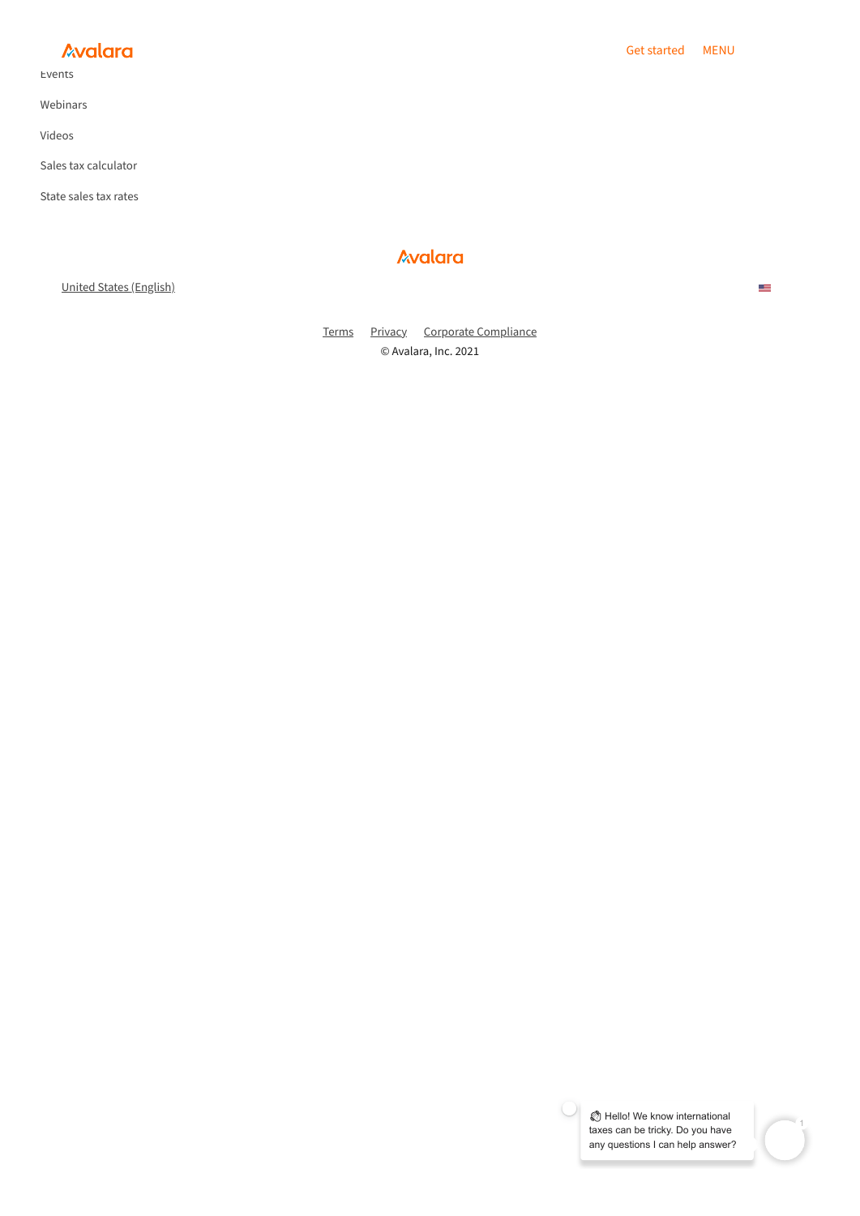Avalara

Get started MENU

Events

Webinars

Videos

Sales tax calculator

State sales tax rates

Avalara

United States (English)

Terms Privacy Corporate Compliance

© Avalara, Inc. 2021

Hello! We know international taxes can be tricky. Do you have any questions I can help answer?